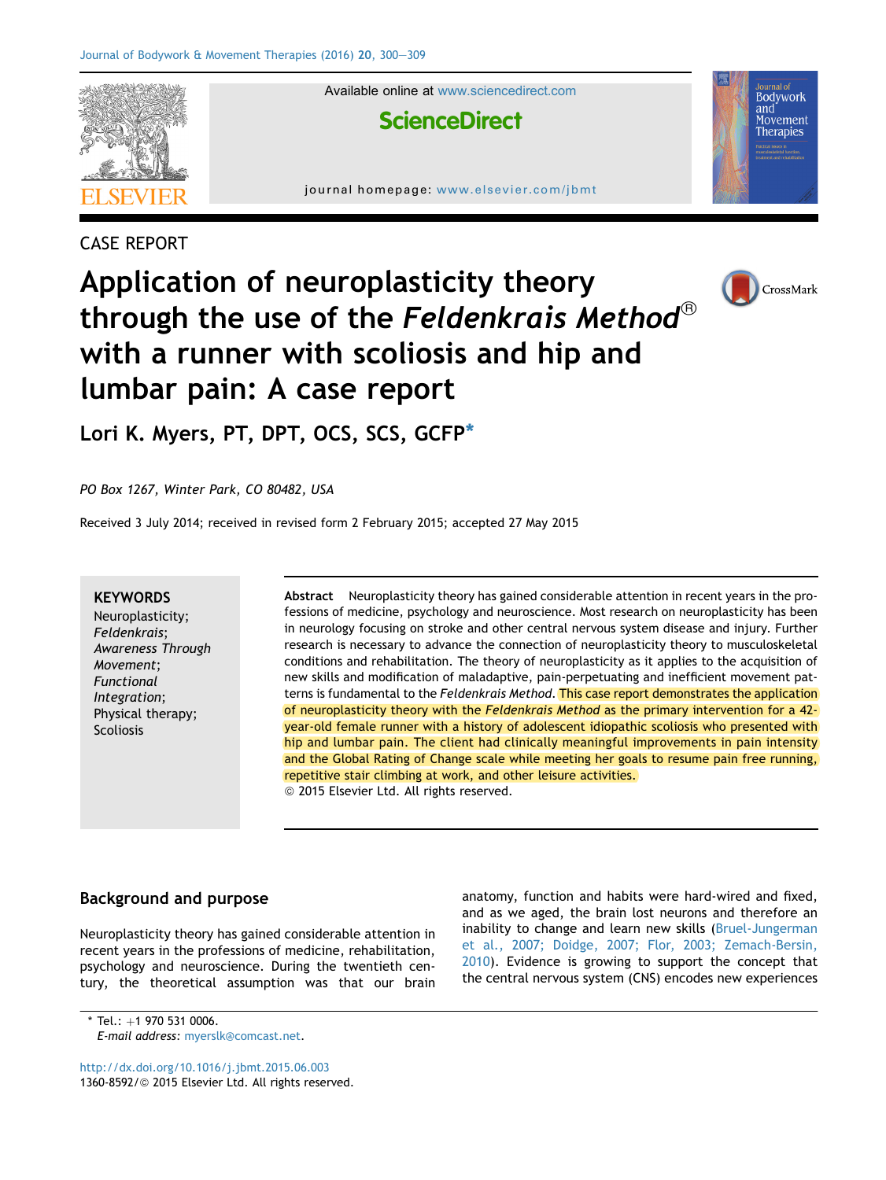CASE REPORT

# Application of neuroplasticity theory through the use of the *Feldenkrais Method*® with a runner with scoliosis and hip and lumbar pain: A case report

**Lori K. Myers, PT, DPT, OCS, SCS, GCFP***

*PO Box 1267, Winter Park, CO 80482, USA*

Received 3 July 2014; received in revised form 2 February 2015; accepted 27 May 2015

**KEYWORDS**
Neuroplasticity;
*Feldenkrais*;
*Awareness Through Movement*;
*Functional Integration*;
Physical therapy;
Scoliosis

**Abstract** Neuroplasticity theory has gained considerable attention in recent years in the professions of medicine, psychology and neuroscience. Most research on neuroplasticity has been in neurology focusing on stroke and other central nervous system disease and injury. Further research is necessary to advance the connection of neuroplasticity theory to musculoskeletal conditions and rehabilitation. The theory of neuroplasticity as it applies to the acquisition of new skills and modification of maladaptive, pain-perpetuating and inefficient movement patterns is fundamental to the *Feldenkrais Method*. This case report demonstrates the application of neuroplasticity theory with the *Feldenkrais Method* as the primary intervention for a 42-year-old female runner with a history of adolescent idiopathic scoliosis who presented with hip and lumbar pain. The client had clinically meaningful improvements in pain intensity and the Global Rating of Change scale while meeting her goals to resume pain free running, repetitive stair climbing at work, and other leisure activities.
© 2015 Elsevier Ltd. All rights reserved.

## Background and purpose

Neuroplasticity theory has gained considerable attention in recent years in the professions of medicine, rehabilitation, psychology and neuroscience. During the twentieth century, the theoretical assumption was that our brain anatomy, function and habits were hard-wired and fixed, and as we aged, the brain lost neurons and therefore an inability to change and learn new skills (Bruel-Jungerman et al., 2007; Doidge, 2007; Flor, 2003; Zemach-Bersin, 2010). Evidence is growing to support the concept that the central nervous system (CNS) encodes new experiences

\* Tel.: +1 970 531 0006.
*E-mail address:* myerslk@comcast.net.

http://dx.doi.org/10.1016/j.jbmt.2015.06.003
1360-8592/© 2015 Elsevier Ltd. All rights reserved.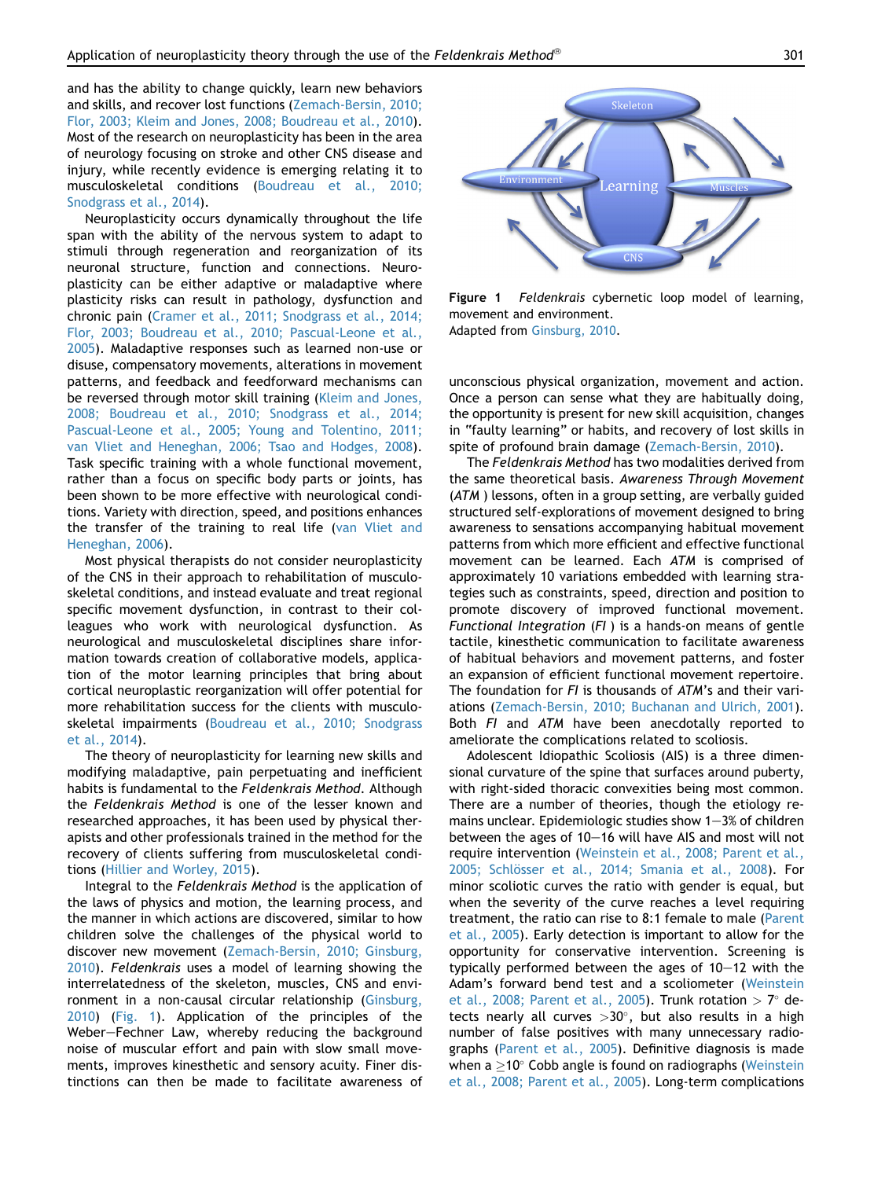and has the ability to change quickly, learn new behaviors and skills, and recover lost functions (Zemach-Bersin, 2010; Flor, 2003; Kleim and Jones, 2008; Boudreau et al., 2010). Most of the research on neuroplasticity has been in the area of neurology focusing on stroke and other CNS disease and injury, while recently evidence is emerging relating it to musculoskeletal conditions (Boudreau et al., 2010; Snodgrass et al., 2014).

Neuroplasticity occurs dynamically throughout the life span with the ability of the nervous system to adapt to stimuli through regeneration and reorganization of its neuronal structure, function and connections. Neuroplasticity can be either adaptive or maladaptive where plasticity risks can result in pathology, dysfunction and chronic pain (Cramer et al., 2011; Snodgrass et al., 2014; Flor, 2003; Boudreau et al., 2010; Pascual-Leone et al., 2005). Maladaptive responses such as learned non-use or disuse, compensatory movements, alterations in movement patterns, and feedback and feedforward mechanisms can be reversed through motor skill training (Kleim and Jones, 2008; Boudreau et al., 2010; Snodgrass et al., 2014; Pascual-Leone et al., 2005; Young and Tolentino, 2011; van Vliet and Heneghan, 2006; Tsao and Hodges, 2008). Task specific training with a whole functional movement, rather than a focus on specific body parts or joints, has been shown to be more effective with neurological conditions. Variety with direction, speed, and positions enhances the transfer of the training to real life (van Vliet and Heneghan, 2006).

Most physical therapists do not consider neuroplasticity of the CNS in their approach to rehabilitation of musculoskeletal conditions, and instead evaluate and treat regional specific movement dysfunction, in contrast to their colleagues who work with neurological dysfunction. As neurological and musculoskeletal disciplines share information towards creation of collaborative models, application of the motor learning principles that bring about cortical neuroplastic reorganization will offer potential for more rehabilitation success for the clients with musculoskeletal impairments (Boudreau et al., 2010; Snodgrass et al., 2014).

The theory of neuroplasticity for learning new skills and modifying maladaptive, pain perpetuating and inefficient habits is fundamental to the *Feldenkrais Method*. Although the *Feldenkrais Method* is one of the lesser known and researched approaches, it has been used by physical therapists and other professionals trained in the method for the recovery of clients suffering from musculoskeletal conditions (Hillier and Worley, 2015).

Integral to the *Feldenkrais Method* is the application of the laws of physics and motion, the learning process, and the manner in which actions are discovered, similar to how children solve the challenges of the physical world to discover new movement (Zemach-Bersin, 2010; Ginsburg, 2010). *Feldenkrais* uses a model of learning showing the interrelatedness of the skeleton, muscles, CNS and environment in a non-causal circular relationship (Ginsburg, 2010) (Fig. 1). Application of the principles of the Weber–Fechner Law, whereby reducing the background noise of muscular effort and pain with slow small movements, improves kinesthetic and sensory acuity. Finer distinctions can then be made to facilitate awareness of unconscious physical organization, movement and action. Once a person can sense what they are habitually doing, the opportunity is present for new skill acquisition, changes in "faulty learning" or habits, and recovery of lost skills in spite of profound brain damage (Zemach-Bersin, 2010).

**Figure 1** *Feldenkrais* cybernetic loop model of learning, movement and environment.
Adapted from Ginsburg, 2010.

The *Feldenkrais Method* has two modalities derived from the same theoretical basis. *Awareness Through Movement* (*ATM*) lessons, often in a group setting, are verbally guided structured self-explorations of movement designed to bring awareness to sensations accompanying habitual movement patterns from which more efficient and effective functional movement can be learned. Each *ATM* is comprised of approximately 10 variations embedded with learning strategies such as constraints, speed, direction and position to promote discovery of improved functional movement. *Functional Integration* (*FI*) is a hands-on means of gentle tactile, kinesthetic communication to facilitate awareness of habitual behaviors and movement patterns, and foster an expansion of efficient functional movement repertoire. The foundation for *FI* is thousands of *ATM*'s and their variations (Zemach-Bersin, 2010; Buchanan and Ulrich, 2001). Both *FI* and *ATM* have been anecdotally reported to ameliorate the complications related to scoliosis.

Adolescent Idiopathic Scoliosis (AIS) is a three dimensional curvature of the spine that surfaces around puberty, with right-sided thoracic convexities being most common. There are a number of theories, though the etiology remains unclear. Epidemiologic studies show 1–3% of children between the ages of 10–16 will have AIS and most will not require intervention (Weinstein et al., 2008; Parent et al., 2005; Schlösser et al., 2014; Smania et al., 2008). For minor scoliotic curves the ratio with gender is equal, but when the severity of the curve reaches a level requiring treatment, the ratio can rise to 8:1 female to male (Parent et al., 2005). Early detection is important to allow for the opportunity for conservative intervention. Screening is typically performed between the ages of 10–12 with the Adam's forward bend test and a scoliometer (Weinstein et al., 2008; Parent et al., 2005). Trunk rotation $> 7°$ detects nearly all curves $>30°$, but also results in a high number of false positives with many unnecessary radiographs (Parent et al., 2005). Definitive diagnosis is made when a $\geq 10°$ Cobb angle is found on radiographs (Weinstein et al., 2008; Parent et al., 2005). Long-term complications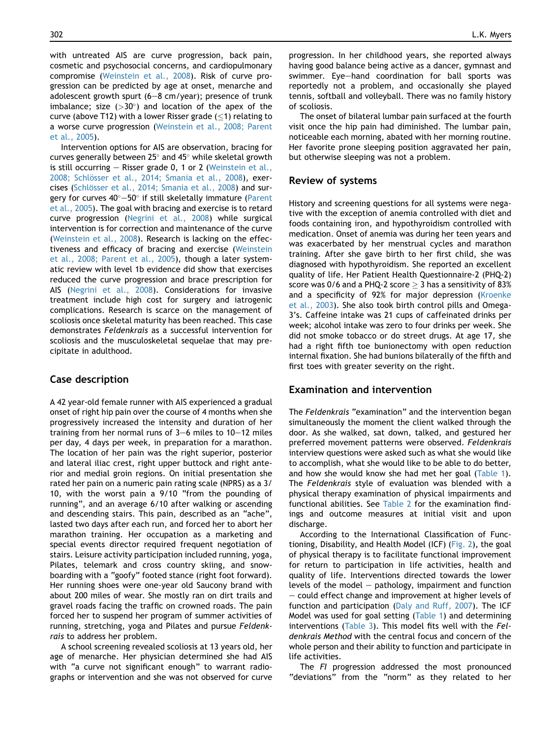with untreated AIS are curve progression, back pain, cosmetic and psychosocial concerns, and cardiopulmonary compromise (Weinstein et al., 2008). Risk of curve progression can be predicted by age at onset, menarche and adolescent growth spurt (6–8 cm/year); presence of trunk imbalance; size (>30°) and location of the apex of the curve (above T12) with a lower Risser grade (≤1) relating to a worse curve progression (Weinstein et al., 2008; Parent et al., 2005).

Intervention options for AIS are observation, bracing for curves generally between 25° and 45° while skeletal growth is still occurring – Risser grade 0, 1 or 2 (Weinstein et al., 2008; Schlösser et al., 2014; Smania et al., 2008), exercises (Schlösser et al., 2014; Smania et al., 2008) and surgery for curves 40°–50° if still skeletally immature (Parent et al., 2005). The goal with bracing and exercise is to retard curve progression (Negrini et al., 2008) while surgical intervention is for correction and maintenance of the curve (Weinstein et al., 2008). Research is lacking on the effectiveness and efficacy of bracing and exercise (Weinstein et al., 2008; Parent et al., 2005), though a later systematic review with level 1b evidence did show that exercises reduced the curve progression and brace prescription for AIS (Negrini et al., 2008). Considerations for invasive treatment include high cost for surgery and iatrogenic complications. Research is scarce on the management of scoliosis once skeletal maturity has been reached. This case demonstrates *Feldenkrais* as a successful intervention for scoliosis and the musculoskeletal sequelae that may precipitate in adulthood.

## Case description

A 42 year-old female runner with AIS experienced a gradual onset of right hip pain over the course of 4 months when she progressively increased the intensity and duration of her training from her normal runs of 3–6 miles to 10–12 miles per day, 4 days per week, in preparation for a marathon. The location of her pain was the right superior, posterior and lateral iliac crest, right upper buttock and right anterior and medial groin regions. On initial presentation she rated her pain on a numeric pain rating scale (NPRS) as a 3/10, with the worst pain a 9/10 "from the pounding of running", and an average 6/10 after walking or ascending and descending stairs. This pain, described as an "ache", lasted two days after each run, and forced her to abort her marathon training. Her occupation as a marketing and special events director required frequent negotiation of stairs. Leisure activity participation included running, yoga, Pilates, telemark and cross country skiing, and snowboarding with a "goofy" footed stance (right foot forward). Her running shoes were one-year old Saucony brand with about 200 miles of wear. She mostly ran on dirt trails and gravel roads facing the traffic on crowned roads. The pain forced her to suspend her program of summer activities of running, stretching, yoga and Pilates and pursue *Feldenkrais* to address her problem.

A school screening revealed scoliosis at 13 years old, her age of menarche. Her physician determined she had AIS with "a curve not significant enough" to warrant radiographs or intervention and she was not observed for curve progression. In her childhood years, she reported always having good balance being active as a dancer, gymnast and swimmer. Eye–hand coordination for ball sports was reportedly not a problem, and occasionally she played tennis, softball and volleyball. There was no family history of scoliosis.

The onset of bilateral lumbar pain surfaced at the fourth visit once the hip pain had diminished. The lumbar pain, noticeable each morning, abated with her morning routine. Her favorite prone sleeping position aggravated her pain, but otherwise sleeping was not a problem.

## Review of systems

History and screening questions for all systems were negative with the exception of anemia controlled with diet and foods containing iron, and hypothyroidism controlled with medication. Onset of anemia was during her teen years and was exacerbated by her menstrual cycles and marathon training. After she gave birth to her first child, she was diagnosed with hypothyroidism. She reported an excellent quality of life. Her Patient Health Questionnaire-2 (PHQ-2) score was 0/6 and a PHQ-2 score ≥ 3 has a sensitivity of 83% and a specificity of 92% for major depression (Kroenke et al., 2003). She also took birth control pills and Omega-3's. Caffeine intake was 21 cups of caffeinated drinks per week; alcohol intake was zero to four drinks per week. She did not smoke tobacco or do street drugs. At age 17, she had a right fifth toe bunionectomy with open reduction internal fixation. She had bunions bilaterally of the fifth and first toes with greater severity on the right.

## Examination and intervention

The *Feldenkrais* "examination" and the intervention began simultaneously the moment the client walked through the door. As she walked, sat down, talked, and gestured her preferred movement patterns were observed. *Feldenkrais* interview questions were asked such as what she would like to accomplish, what she would like to be able to do better, and how she would know she had met her goal (Table 1). The *Feldenkrais* style of evaluation was blended with a physical therapy examination of physical impairments and functional abilities. See Table 2 for the examination findings and outcome measures at initial visit and upon discharge.

According to the International Classification of Functioning, Disability, and Health Model (ICF) (Fig. 2), the goal of physical therapy is to facilitate functional improvement for return to participation in life activities, health and quality of life. Interventions directed towards the lower levels of the model – pathology, impairment and function – could effect change and improvement at higher levels of function and participation (Daly and Ruff, 2007). The ICF Model was used for goal setting (Table 1) and determining interventions (Table 3). This model fits well with the *Feldenkrais Method* with the central focus and concern of the whole person and their ability to function and participate in life activities.

The *FI* progression addressed the most pronounced "deviations" from the "norm" as they related to her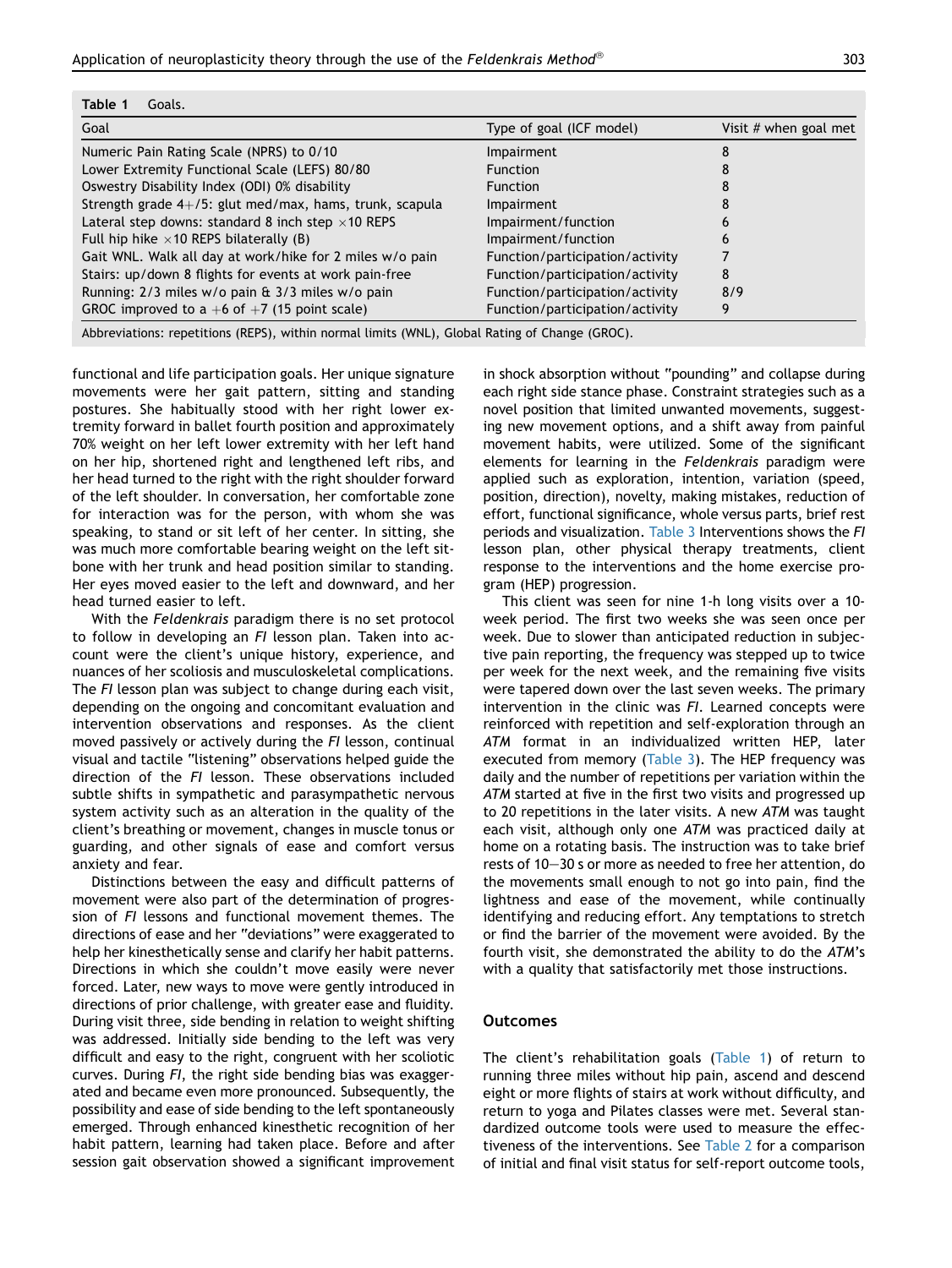**Table 1** Goals.

| Goal | Type of goal (ICF model) | Visit # when goal met |
|---|---|---|
| Numeric Pain Rating Scale (NPRS) to 0/10 | Impairment | 8 |
| Lower Extremity Functional Scale (LEFS) 80/80 | Function | 8 |
| Oswestry Disability Index (ODI) 0% disability | Function | 8 |
| Strength grade 4+/5: glut med/max, hams, trunk, scapula | Impairment | 8 |
| Lateral step downs: standard 8 inch step ×10 REPS | Impairment/function | 6 |
| Full hip hike ×10 REPS bilaterally (B) | Impairment/function | 6 |
| Gait WNL. Walk all day at work/hike for 2 miles w/o pain | Function/participation/activity | 7 |
| Stairs: up/down 8 flights for events at work pain-free | Function/participation/activity | 8 |
| Running: 2/3 miles w/o pain & 3/3 miles w/o pain | Function/participation/activity | 8/9 |
| GROC improved to a +6 of +7 (15 point scale) | Function/participation/activity | 9 |

Abbreviations: repetitions (REPS), within normal limits (WNL), Global Rating of Change (GROC).

functional and life participation goals. Her unique signature movements were her gait pattern, sitting and standing postures. She habitually stood with her right lower extremity forward in ballet fourth position and approximately 70% weight on her left lower extremity with her left hand on her hip, shortened right and lengthened left ribs, and her head turned to the right with the right shoulder forward of the left shoulder. In conversation, her comfortable zone for interaction was for the person, with whom she was speaking, to stand or sit left of her center. In sitting, she was much more comfortable bearing weight on the left sitbone with her trunk and head position similar to standing. Her eyes moved easier to the left and downward, and her head turned easier to left.

With the *Feldenkrais* paradigm there is no set protocol to follow in developing an *FI* lesson plan. Taken into account were the client's unique history, experience, and nuances of her scoliosis and musculoskeletal complications. The *FI* lesson plan was subject to change during each visit, depending on the ongoing and concomitant evaluation and intervention observations and responses. As the client moved passively or actively during the *FI* lesson, continual visual and tactile "listening" observations helped guide the direction of the *FI* lesson. These observations included subtle shifts in sympathetic and parasympathetic nervous system activity such as an alteration in the quality of the client's breathing or movement, changes in muscle tonus or guarding, and other signals of ease and comfort versus anxiety and fear.

Distinctions between the easy and difficult patterns of movement were also part of the determination of progression of *FI* lessons and functional movement themes. The directions of ease and her "deviations" were exaggerated to help her kinesthetically sense and clarify her habit patterns. Directions in which she couldn't move easily were never forced. Later, new ways to move were gently introduced in directions of prior challenge, with greater ease and fluidity. During visit three, side bending in relation to weight shifting was addressed. Initially side bending to the left was very difficult and easy to the right, congruent with her scoliotic curves. During *FI*, the right side bending bias was exaggerated and became even more pronounced. Subsequently, the possibility and ease of side bending to the left spontaneously emerged. Through enhanced kinesthetic recognition of her habit pattern, learning had taken place. Before and after session gait observation showed a significant improvement in shock absorption without "pounding" and collapse during each right side stance phase. Constraint strategies such as a novel position that limited unwanted movements, suggesting new movement options, and a shift away from painful movement habits, were utilized. Some of the significant elements for learning in the *Feldenkrais* paradigm were applied such as exploration, intention, variation (speed, position, direction), novelty, making mistakes, reduction of effort, functional significance, whole versus parts, brief rest periods and visualization. Table 3 Interventions shows the *FI* lesson plan, other physical therapy treatments, client response to the interventions and the home exercise program (HEP) progression.

This client was seen for nine 1-h long visits over a 10-week period. The first two weeks she was seen once per week. Due to slower than anticipated reduction in subjective pain reporting, the frequency was stepped up to twice per week for the next week, and the remaining five visits were tapered down over the last seven weeks. The primary intervention in the clinic was *FI*. Learned concepts were reinforced with repetition and self-exploration through an *ATM* format in an individualized written HEP, later executed from memory (Table 3). The HEP frequency was daily and the number of repetitions per variation within the *ATM* started at five in the first two visits and progressed up to 20 repetitions in the later visits. A new *ATM* was taught each visit, although only one *ATM* was practiced daily at home on a rotating basis. The instruction was to take brief rests of 10–30 s or more as needed to free her attention, do the movements small enough to not go into pain, find the lightness and ease of the movement, while continually identifying and reducing effort. Any temptations to stretch or find the barrier of the movement were avoided. By the fourth visit, she demonstrated the ability to do the *ATM*'s with a quality that satisfactorily met those instructions.

## Outcomes

The client's rehabilitation goals (Table 1) of return to running three miles without hip pain, ascend and descend eight or more flights of stairs at work without difficulty, and return to yoga and Pilates classes were met. Several standardized outcome tools were used to measure the effectiveness of the interventions. See Table 2 for a comparison of initial and final visit status for self-report outcome tools,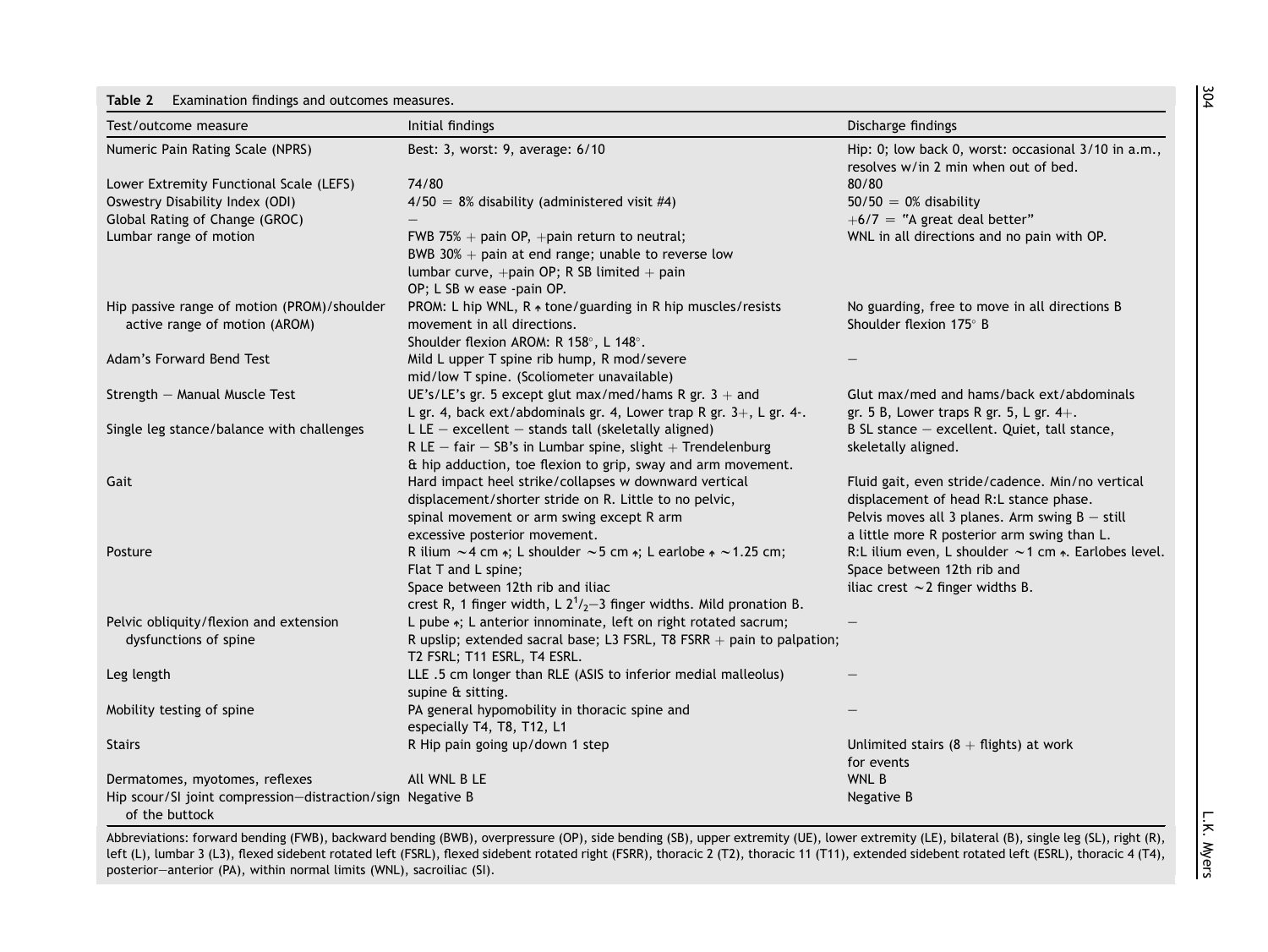**Table 2** Examination findings and outcomes measures.

| Test/outcome measure | Initial findings | Discharge findings |
|---|---|---|
| Numeric Pain Rating Scale (NPRS) | Best: 3, worst: 9, average: 6/10 | Hip: 0; low back 0, worst: occasional 3/10 in a.m., resolves w/in 2 min when out of bed. |
| Lower Extremity Functional Scale (LEFS) | 74/80 | 80/80 |
| Oswestry Disability Index (ODI) | 4/50 = 8% disability (administered visit #4) | 50/50 = 0% disability |
| Global Rating of Change (GROC) | – | +6/7 = "A great deal better" |
| Lumbar range of motion | FWB 75% + pain OP, +pain return to neutral; BWB 30% + pain at end range; unable to reverse low lumbar curve, +pain OP; R SB limited + pain OP; L SB w ease -pain OP. | WNL in all directions and no pain with OP. |
| Hip passive range of motion (PROM)/shoulder active range of motion (AROM) | PROM: L hip WNL, R ↑ tone/guarding in R hip muscles/resists movement in all directions. Shoulder flexion AROM: R 158°, L 148°. | No guarding, free to move in all directions B Shoulder flexion 175° B |
| Adam's Forward Bend Test | Mild L upper T spine rib hump, R mod/severe mid/low T spine. (Scoliometer unavailable) | – |
| Strength – Manual Muscle Test | UE's/LE's gr. 5 except glut max/med/hams R gr. 3 + and L gr. 4, back ext/abdominals gr. 4, Lower trap R gr. 3+, L gr. 4-. | Glut max/med and hams/back ext/abdominals gr. 5 B, Lower traps R gr. 5, L gr. 4+. |
| Single leg stance/balance with challenges | L LE – excellent – stands tall (skeletally aligned) R LE – fair – SB's in Lumbar spine, slight + Trendelenburg & hip adduction, toe flexion to grip, sway and arm movement. | B SL stance – excellent. Quiet, tall stance, skeletally aligned. |
| Gait | Hard impact heel strike/collapses w downward vertical displacement/shorter stride on R. Little to no pelvic, spinal movement or arm swing except R arm excessive posterior movement. | Fluid gait, even stride/cadence. Min/no vertical displacement of head R:L stance phase. Pelvis moves all 3 planes. Arm swing B – still a little more R posterior arm swing than L. |
| Posture | R ilium ~4 cm ↑; L shoulder ~5 cm ↑; L earlobe ↑ ~1.25 cm; Flat T and L spine; Space between 12th rib and iliac crest R, 1 finger width, L $2^{1}/_{2}$–3 finger widths. Mild pronation B. | R:L ilium even, L shoulder ~1 cm ↑. Earlobes level. Space between 12th rib and iliac crest ~2 finger widths B. |
| Pelvic obliquity/flexion and extension dysfunctions of spine | L pube ↑; L anterior innominate, left on right rotated sacrum; R upslip; extended sacral base; L3 FSRL, T8 FSRR + pain to palpation; T2 FSRL; T11 ESRL, T4 ESRL. | – |
| Leg length | LLE .5 cm longer than RLE (ASIS to inferior medial malleolus) supine & sitting. | – |
| Mobility testing of spine | PA general hypomobility in thoracic spine and especially T4, T8, T12, L1 | – |
| Stairs | R Hip pain going up/down 1 step | Unlimited stairs (8 + flights) at work for events |
| Dermatomes, myotomes, reflexes | All WNL B LE | WNL B |
| Hip scour/SI joint compression–distraction/sign of the buttock | Negative B | Negative B |

Abbreviations: forward bending (FWB), backward bending (BWB), overpressure (OP), side bending (SB), upper extremity (UE), lower extremity (LE), bilateral (B), single leg (SL), right (R), left (L), lumbar 3 (L3), flexed sidebent rotated left (FSRL), flexed sidebent rotated right (FSRR), thoracic 2 (T2), thoracic 11 (T11), extended sidebent rotated left (ESRL), thoracic 4 (T4), posterior–anterior (PA), within normal limits (WNL), sacroiliac (SI).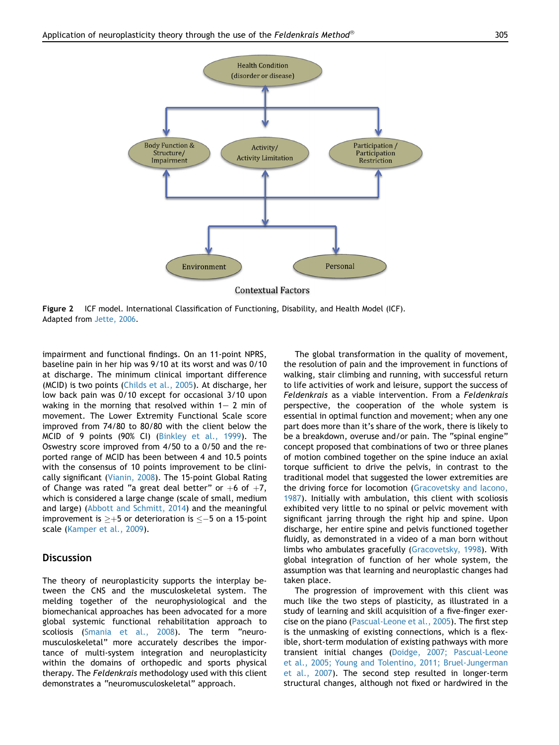Figure 2 ICF model. International Classification of Functioning, Disability, and Health Model (ICF). Adapted from Jette, 2006.

impairment and functional findings. On an 11-point NPRS, baseline pain in her hip was 9/10 at its worst and was 0/10 at discharge. The minimum clinical important difference (MCID) is two points (Childs et al., 2005). At discharge, her low back pain was 0/10 except for occasional 3/10 upon waking in the morning that resolved within 1– 2 min of movement. The Lower Extremity Functional Scale score improved from 74/80 to 80/80 with the client below the MCID of 9 points (90% CI) (Binkley et al., 1999). The Oswestry score improved from 4/50 to a 0/50 and the reported range of MCID has been between 4 and 10.5 points with the consensus of 10 points improvement to be clinically significant (Vianin, 2008). The 15-point Global Rating of Change was rated "a great deal better" or +6 of +7, which is considered a large change (scale of small, medium and large) (Abbott and Schmitt, 2014) and the meaningful improvement is $\geq +5$ or deterioration is $\leq -5$ on a 15-point scale (Kamper et al., 2009).

## Discussion

The theory of neuroplasticity supports the interplay between the CNS and the musculoskeletal system. The melding together of the neurophysiological and the biomechanical approaches has been advocated for a more global systemic functional rehabilitation approach to scoliosis (Smania et al., 2008). The term "neuromusculoskeletal" more accurately describes the importance of multi-system integration and neuroplasticity within the domains of orthopedic and sports physical therapy. The *Feldenkrais* methodology used with this client demonstrates a "neuromusculoskeletal" approach.

The global transformation in the quality of movement, the resolution of pain and the improvement in functions of walking, stair climbing and running, with successful return to life activities of work and leisure, support the success of *Feldenkrais* as a viable intervention. From a *Feldenkrais* perspective, the cooperation of the whole system is essential in optimal function and movement; when any one part does more than it's share of the work, there is likely to be a breakdown, overuse and/or pain. The "spinal engine" concept proposed that combinations of two or three planes of motion combined together on the spine induce an axial torque sufficient to drive the pelvis, in contrast to the traditional model that suggested the lower extremities are the driving force for locomotion (Gracovetsky and Iacono, 1987). Initially with ambulation, this client with scoliosis exhibited very little to no spinal or pelvic movement with significant jarring through the right hip and spine. Upon discharge, her entire spine and pelvis functioned together fluidly, as demonstrated in a video of a man born without limbs who ambulates gracefully (Gracovetsky, 1998). With global integration of function of her whole system, the assumption was that learning and neuroplastic changes had taken place.

The progression of improvement with this client was much like the two steps of plasticity, as illustrated in a study of learning and skill acquisition of a five-finger exercise on the piano (Pascual-Leone et al., 2005). The first step is the unmasking of existing connections, which is a flexible, short-term modulation of existing pathways with more transient initial changes (Doidge, 2007; Pascual-Leone et al., 2005; Young and Tolentino, 2011; Bruel-Jungerman et al., 2007). The second step resulted in longer-term structural changes, although not fixed or hardwired in the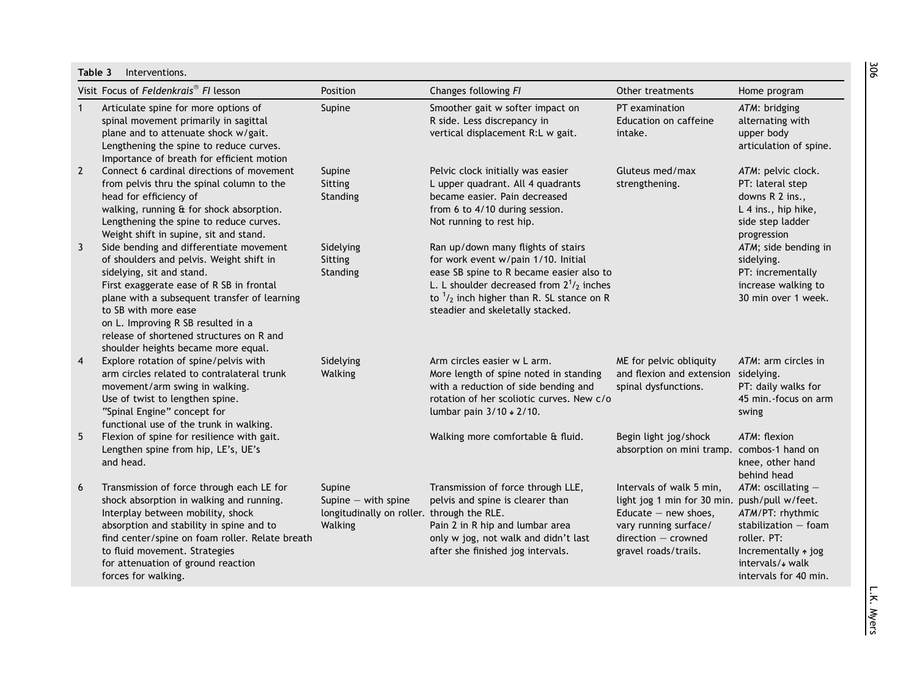**Table 3** Interventions.

| Visit | Focus of *Feldenkrais®* *FI* lesson | Position | Changes following *FI* | Other treatments | Home program |
|---|---|---|---|---|---|
| 1 | Articulate spine for more options of spinal movement primarily in sagittal plane and to attenuate shock w/gait. Lengthening the spine to reduce curves. Importance of breath for efficient motion | Supine | Smoother gait w softer impact on R side. Less discrepancy in vertical displacement R:L w gait. | PT examination Education on caffeine intake. | *ATM*: bridging alternating with upper body articulation of spine. |
| 2 | Connect 6 cardinal directions of movement from pelvis thru the spinal column to the head for efficiency of walking, running & for shock absorption. Lengthening the spine to reduce curves. Weight shift in supine, sit and stand. | Supine Sitting Standing | Pelvic clock initially was easier L upper quadrant. All 4 quadrants became easier. Pain decreased from 6 to 4/10 during session. Not running to rest hip. | Gluteus med/max strengthening. | *ATM*: pelvic clock. PT: lateral step downs R 2 ins., L 4 ins., hip hike, side step ladder progression |
| 3 | Side bending and differentiate movement of shoulders and pelvis. Weight shift in sidelying, sit and stand. First exaggerate ease of R SB in frontal plane with a subsequent transfer of learning to SB with more ease on L. Improving R SB resulted in a release of shortened structures on R and shoulder heights became more equal. | Sidelying Sitting Standing | Ran up/down many flights of stairs for work event w/pain 1/10. Initial ease SB spine to R became easier also to L. L shoulder decreased from $2^1/_2$ inches to $^1/_2$ inch higher than R. SL stance on R steadier and skeletally stacked. | | *ATM*; side bending in sidelying. PT: incrementally increase walking to 30 min over 1 week. |
| 4 | Explore rotation of spine/pelvis with arm circles related to contralateral trunk movement/arm swing in walking. Use of twist to lengthen spine. "Spinal Engine" concept for functional use of the trunk in walking. | Sidelying Walking | Arm circles easier w L arm. More length of spine noted in standing with a reduction of side bending and rotation of her scoliotic curves. New c/o lumbar pain 3/10 ↓ 2/10. | ME for pelvic obliquity and flexion and extension spinal dysfunctions. | *ATM*: arm circles in sidelying. PT: daily walks for 45 min.-focus on arm swing |
| 5 | Flexion of spine for resilience with gait. Lengthen spine from hip, LE's, UE's and head. | | Walking more comfortable & fluid. | Begin light jog/shock absorption on mini tramp. | *ATM*: flexion combos-1 hand on knee, other hand behind head |
| 6 | Transmission of force through each LE for shock absorption in walking and running. Interplay between mobility, shock absorption and stability in spine and to find center/spine on foam roller. Relate breath to fluid movement. Strategies for attenuation of ground reaction forces for walking. | Supine Supine – with spine longitudinally on roller. Walking | Transmission of force through LLE, pelvis and spine is clearer than through the RLE. Pain 2 in R hip and lumbar area only w jog, not walk and didn't last after she finished jog intervals. | Intervals of walk 5 min, light jog 1 min for 30 min. Educate – new shoes, vary running surface/ direction – crowned gravel roads/trails. | *ATM*: oscillating – push/pull w/feet. *ATM*/PT: rhythmic stabilization – foam roller. PT: Incrementally ↑ jog intervals/↓ walk intervals for 40 min. |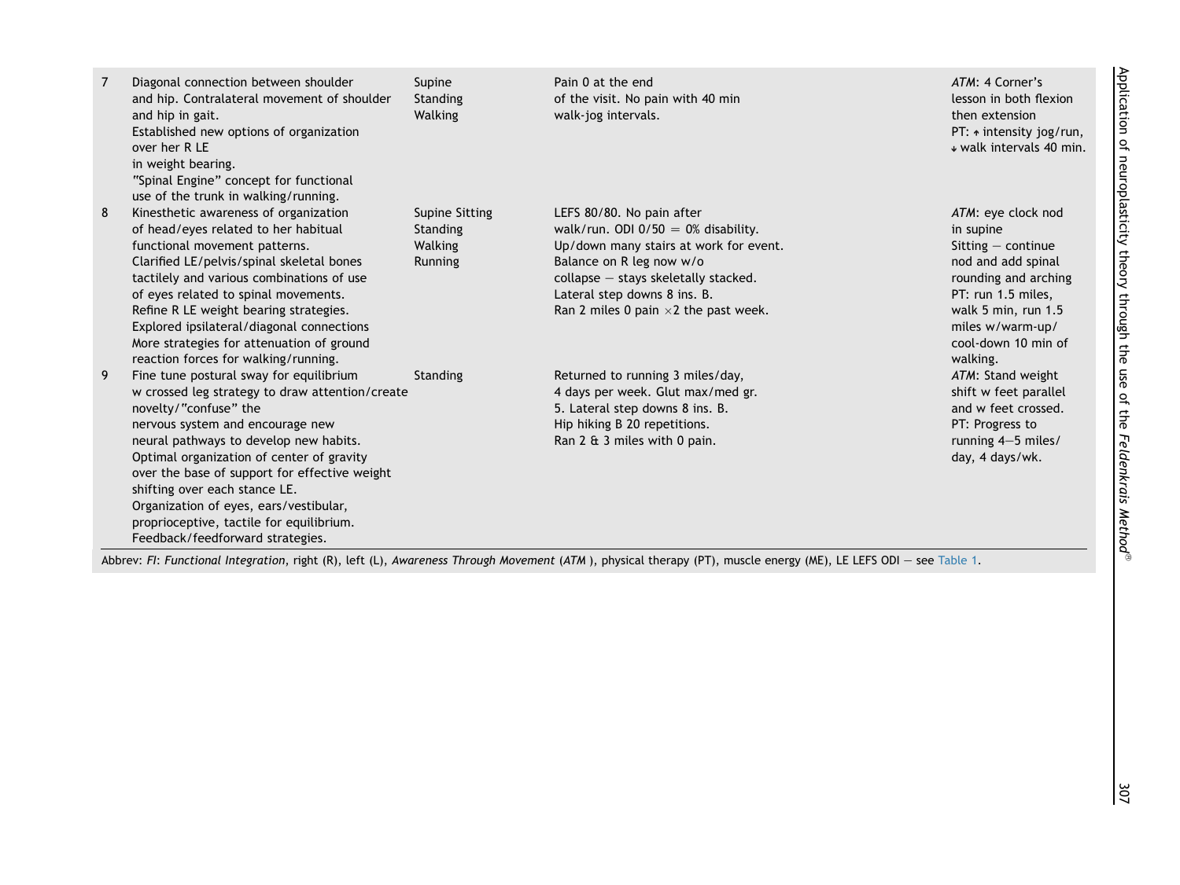| | | | | |
|---|---|---|---|---|
| 7 | Diagonal connection between shoulder and hip. Contralateral movement of shoulder and hip in gait. Established new options of organization over her R LE in weight bearing. "Spinal Engine" concept for functional use of the trunk in walking/running. | Supine Standing Walking | Pain 0 at the end of the visit. No pain with 40 min walk-jog intervals. | *ATM*: 4 Corner's lesson in both flexion then extension PT: ↑ intensity jog/run, ↓ walk intervals 40 min. |
| 8 | Kinesthetic awareness of organization of head/eyes related to her habitual functional movement patterns. Clarified LE/pelvis/spinal skeletal bones tactilely and various combinations of use of eyes related to spinal movements. Refine R LE weight bearing strategies. Explored ipsilateral/diagonal connections More strategies for attenuation of ground reaction forces for walking/running. | Supine Sitting Standing Walking Running | LEFS 80/80. No pain after walk/run. ODI 0/50 = 0% disability. Up/down many stairs at work for event. Balance on R leg now w/o collapse − stays skeletally stacked. Lateral step downs 8 ins. B. Ran 2 miles 0 pain ×2 the past week. | *ATM*: eye clock nod in supine Sitting − continue nod and add spinal rounding and arching PT: run 1.5 miles, walk 5 min, run 1.5 miles w/warm-up/ cool-down 10 min of walking. |
| 9 | Fine tune postural sway for equilibrium w crossed leg strategy to draw attention/create novelty/"confuse" the nervous system and encourage new neural pathways to develop new habits. Optimal organization of center of gravity over the base of support for effective weight shifting over each stance LE. Organization of eyes, ears/vestibular, proprioceptive, tactile for equilibrium. Feedback/feedforward strategies. | Standing | Returned to running 3 miles/day, 4 days per week. Glut max/med gr. 5. Lateral step downs 8 ins. B. Hip hiking B 20 repetitions. Ran 2 & 3 miles with 0 pain. | *ATM*: Stand weight shift w feet parallel and w feet crossed. PT: Progress to running 4–5 miles/ day, 4 days/wk. |

Abbrev: *FI*: *Functional Integration*, right (R), left (L), *Awareness Through Movement* (*ATM* ), physical therapy (PT), muscle energy (ME), LE LEFS ODI − see Table 1.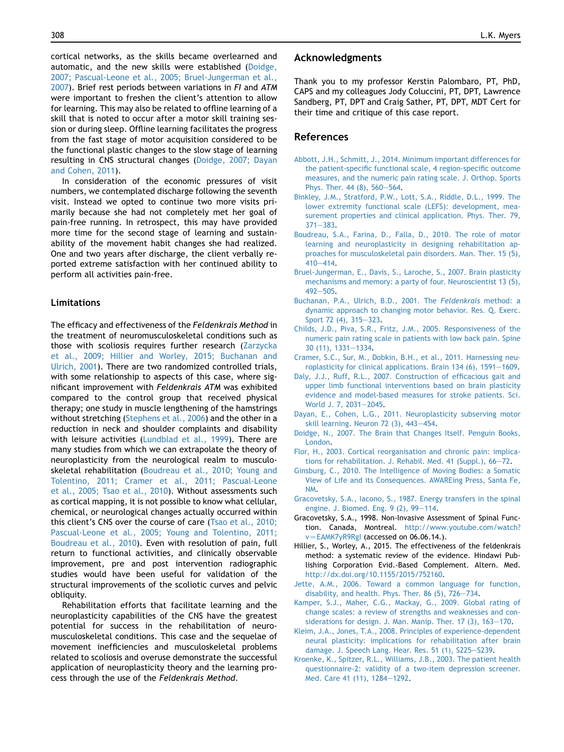cortical networks, as the skills became overlearned and automatic, and the new skills were established (Doidge, 2007; Pascual-Leone et al., 2005; Bruel-Jungerman et al., 2007). Brief rest periods between variations in *FI* and *ATM* were important to freshen the client's attention to allow for learning. This may also be related to offline learning of a skill that is noted to occur after a motor skill training session or during sleep. Offline learning facilitates the progress from the fast stage of motor acquisition considered to be the functional plastic changes to the slow stage of learning resulting in CNS structural changes (Doidge, 2007; Dayan and Cohen, 2011).

In consideration of the economic pressures of visit numbers, we contemplated discharge following the seventh visit. Instead we opted to continue two more visits primarily because she had not completely met her goal of pain-free running. In retrospect, this may have provided more time for the second stage of learning and sustainability of the movement habit changes she had realized. One and two years after discharge, the client verbally reported extreme satisfaction with her continued ability to perform all activities pain-free.

## Limitations

The efficacy and effectiveness of the *Feldenkrais Method* in the treatment of neuromusculoskeletal conditions such as those with scoliosis requires further research (Zarzycka et al., 2009; Hillier and Worley, 2015; Buchanan and Ulrich, 2001). There are two randomized controlled trials, with some relationship to aspects of this case, where significant improvement with *Feldenkrais ATM* was exhibited compared to the control group that received physical therapy; one study in muscle lengthening of the hamstrings without stretching (Stephens et al., 2006) and the other in a reduction in neck and shoulder complaints and disability with leisure activities (Lundblad et al., 1999). There are many studies from which we can extrapolate the theory of neuroplasticity from the neurological realm to musculoskeletal rehabilitation (Boudreau et al., 2010; Young and Tolentino, 2011; Cramer et al., 2011; Pascual-Leone et al., 2005; Tsao et al., 2010). Without assessments such as cortical mapping, it is not possible to know what cellular, chemical, or neurological changes actually occurred within this client's CNS over the course of care (Tsao et al., 2010; Pascual-Leone et al., 2005; Young and Tolentino, 2011; Boudreau et al., 2010). Even with resolution of pain, full return to functional activities, and clinically observable improvement, pre and post intervention radiographic studies would have been useful for validation of the structural improvements of the scoliotic curves and pelvic obliquity.

Rehabilitation efforts that facilitate learning and the neuroplasticity capabilities of the CNS have the greatest potential for success in the rehabilitation of neuromusculoskeletal conditions. This case and the sequelae of movement inefficiencies and musculoskeletal problems related to scoliosis and overuse demonstrate the successful application of neuroplasticity theory and the learning process through the use of the *Feldenkrais Method*.

## Acknowledgments

Thank you to my professor Kerstin Palombaro, PT, PhD, CAPS and my colleagues Jody Coluccini, PT, DPT, Lawrence Sandberg, PT, DPT and Craig Sather, PT, DPT, MDT Cert for their time and critique of this case report.

## References

Abbott, J.H., Schmitt, J., 2014. Minimum important differences for the patient-specific functional scale, 4 region-specific outcome measures, and the numeric pain rating scale. J. Orthop. Sports Phys. Ther. 44 (8), 560–564.

Binkley, J.M., Stratford, P.W., Lott, S.A., Riddle, D.L., 1999. The lower extremity functional scale (LEFS): development, measurement properties and clinical application. Phys. Ther. 79, 371–383.

Boudreau, S.A., Farina, D., Falla, D., 2010. The role of motor learning and neuroplasticity in designing rehabilitation approaches for musculoskeletal pain disorders. Man. Ther. 15 (5), 410–414.

Bruel-Jungerman, E., Davis, S., Laroche, S., 2007. Brain plasticity mechanisms and memory: a party of four. Neuroscientist 13 (5), 492–505.

Buchanan, P.A., Ulrich, B.D., 2001. The *Feldenkrais* method: a dynamic approach to changing motor behavior. Res. Q. Exerc. Sport 72 (4), 315–323.

Childs, J.D., Piva, S.R., Fritz, J.M., 2005. Responsiveness of the numeric pain rating scale in patients with low back pain. Spine 30 (11), 1331–1334.

Cramer, S.C., Sur, M., Dobkin, B.H., et al., 2011. Harnessing neuroplasticity for clinical applications. Brain 134 (6), 1591–1609.

Daly, J.J., Ruff, R.L., 2007. Construction of efficacious gait and upper limb functional interventions based on brain plasticity evidence and model-based measures for stroke patients. Sci. World J. 7, 2031–2045.

Dayan, E., Cohen, L.G., 2011. Neuroplasticity subserving motor skill learning. Neuron 72 (3), 443–454.

Doidge, N., 2007. The Brain that Changes Itself. Penguin Books, London.

Flor, H., 2003. Cortical reorganisation and chronic pain: implications for rehabilitation. J. Rehabil. Med. 41 (Suppl.), 66–72.

Ginsburg, C., 2010. The Intelligence of Moving Bodies: a Somatic View of Life and its Consequences. AWAREing Press, Santa Fe, NM.

Gracovetsky, S.A., Iacono, S., 1987. Energy transfers in the spinal engine. J. Biomed. Eng. 9 (2), 99–114.

Gracovetsky, S.A., 1998. Non-Invasive Assessment of Spinal Function. Canada, Montreal. http://www.youtube.com/watch?v=EAMK7yR9RgI (accessed on 06.06.14.).

Hillier, S., Worley, A., 2015. The effectiveness of the feldenkrais method: a systematic review of the evidence. Hindawi Publishing Corporation Evid.-Based Complement. Altern. Med. http://dx.doi.org/10.1155/2015/752160.

Jette, A.M., 2006. Toward a common language for function, disability, and health. Phys. Ther. 86 (5), 726–734.

Kamper, S.J., Maher, C.G., Mackay, G., 2009. Global rating of change scales: a review of strengths and weaknesses and considerations for design. J. Man. Manip. Ther. 17 (3), 163–170.

Kleim, J.A., Jones, T.A., 2008. Principles of experience-dependent neural plasticity: implications for rehabilitation after brain damage. J. Speech Lang. Hear. Res. 51 (1), S225–S239.

Kroenke, K., Spitzer, R.L., Williams, J.B., 2003. The patient health questionnaire-2: validity of a two-item depression screener. Med. Care 41 (11), 1284–1292.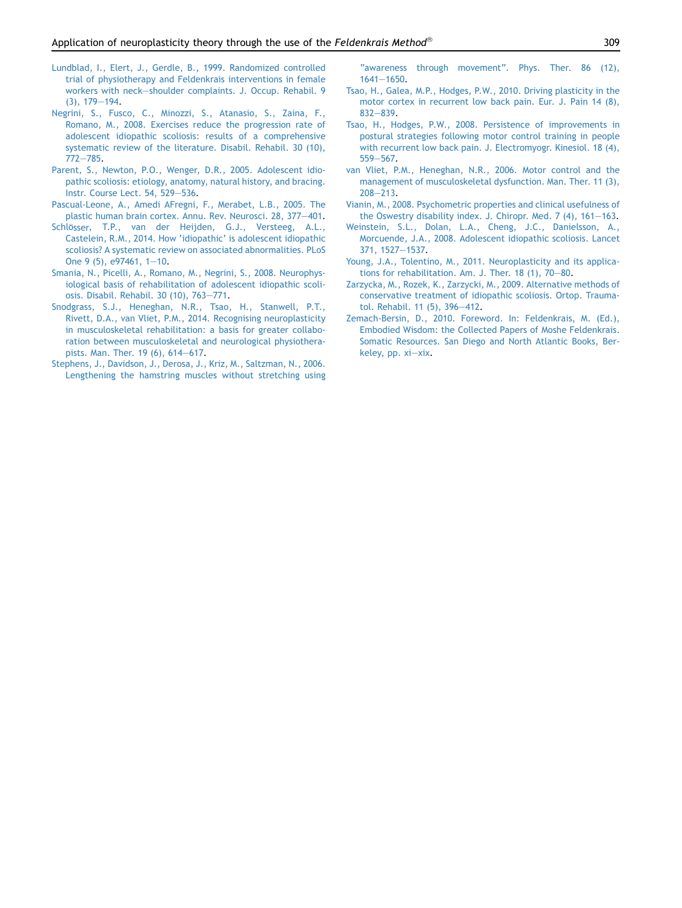Lundblad, I., Elert, J., Gerdle, B., 1999. Randomized controlled trial of physiotherapy and Feldenkrais interventions in female workers with neck—shoulder complaints. J. Occup. Rehabil. 9 (3), 179—194.

Negrini, S., Fusco, C., Minozzi, S., Atanasio, S., Zaina, F., Romano, M., 2008. Exercises reduce the progression rate of adolescent idiopathic scoliosis: results of a comprehensive systematic review of the literature. Disabil. Rehabil. 30 (10), 772—785.

Parent, S., Newton, P.O., Wenger, D.R., 2005. Adolescent idiopathic scoliosis: etiology, anatomy, natural history, and bracing. Instr. Course Lect. 54, 529—536.

Pascual-Leone, A., Amedi AFregni, F., Merabet, L.B., 2005. The plastic human brain cortex. Annu. Rev. Neurosci. 28, 377—401.

Schlösser, T.P., van der Heijden, G.J., Versteeg, A.L., Castelein, R.M., 2014. How 'idiopathic' is adolescent idiopathic scoliosis? A systematic review on associated abnormalities. PLoS One 9 (5), e97461, 1—10.

Smania, N., Picelli, A., Romano, M., Negrini, S., 2008. Neurophysiological basis of rehabilitation of adolescent idiopathic scoliosis. Disabil. Rehabil. 30 (10), 763—771.

Snodgrass, S.J., Heneghan, N.R., Tsao, H., Stanwell, P.T., Rivett, D.A., van Vliet, P.M., 2014. Recognising neuroplasticity in musculoskeletal rehabilitation: a basis for greater collaboration between musculoskeletal and neurological physiotherapists. Man. Ther. 19 (6), 614—617.

Stephens, J., Davidson, J., Derosa, J., Kriz, M., Saltzman, N., 2006. Lengthening the hamstring muscles without stretching using "awareness through movement". Phys. Ther. 86 (12), 1641—1650.

Tsao, H., Galea, M.P., Hodges, P.W., 2010. Driving plasticity in the motor cortex in recurrent low back pain. Eur. J. Pain 14 (8), 832—839.

Tsao, H., Hodges, P.W., 2008. Persistence of improvements in postural strategies following motor control training in people with recurrent low back pain. J. Electromyogr. Kinesiol. 18 (4), 559—567.

van Vliet, P.M., Heneghan, N.R., 2006. Motor control and the management of musculoskeletal dysfunction. Man. Ther. 11 (3), 208—213.

Vianin, M., 2008. Psychometric properties and clinical usefulness of the Oswestry disability index. J. Chiropr. Med. 7 (4), 161—163.

Weinstein, S.L., Dolan, L.A., Cheng, J.C., Danielsson, A., Morcuende, J.A., 2008. Adolescent idiopathic scoliosis. Lancet 371, 1527—1537.

Young, J.A., Tolentino, M., 2011. Neuroplasticity and its applications for rehabilitation. Am. J. Ther. 18 (1), 70—80.

Zarzycka, M., Rozek, K., Zarzycki, M., 2009. Alternative methods of conservative treatment of idiopathic scoliosis. Ortop. Traumatol. Rehabil. 11 (5), 396—412.

Zemach-Bersin, D., 2010. Foreword. In: Feldenkrais, M. (Ed.), Embodied Wisdom: the Collected Papers of Moshe Feldenkrais. Somatic Resources. San Diego and North Atlantic Books, Berkeley, pp. xi—xix.